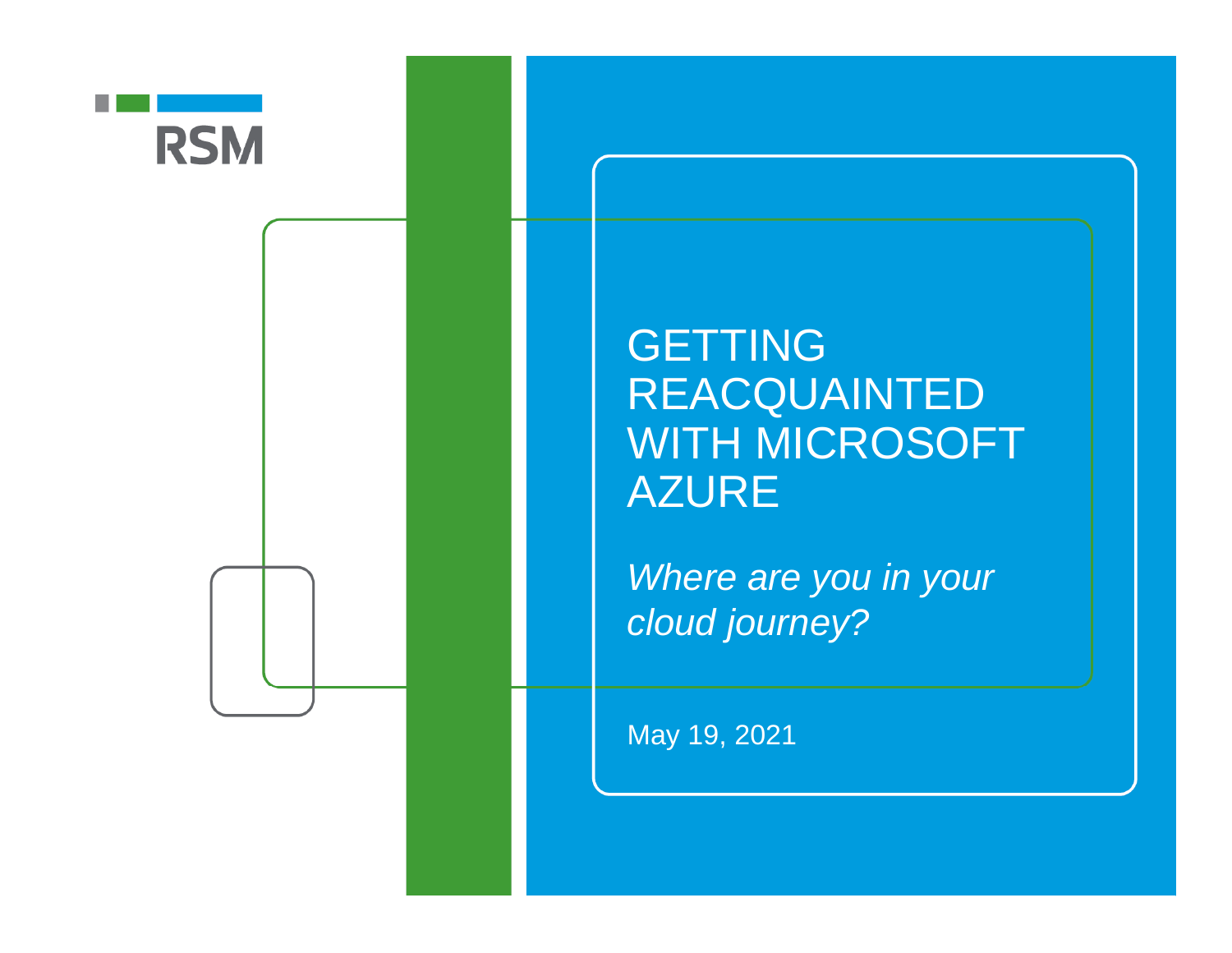RSM

# GETTING REACQUAINTED WITH MICROSOFT AZURE

*Where are you in your cloud journey?*

May 19, 2021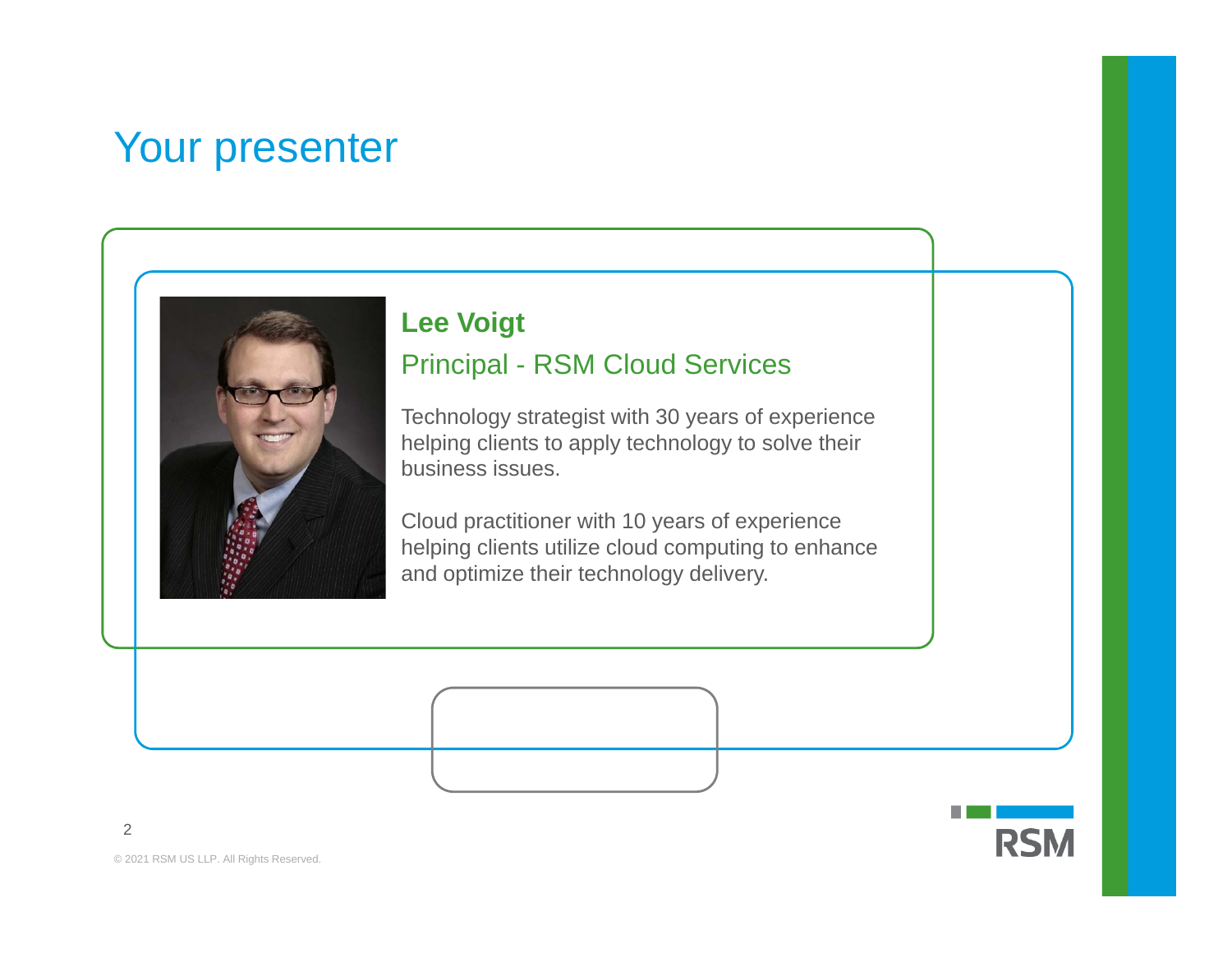# Your presenter

**Lee Voigt**

Principal - RSM Cloud Services

Technology strategist with 30 years of experience helping clients to apply technology to solve their business issues.

Cloud practitioner with 10 years of experience helping clients utilize cloud computing to enhance and optimize their technology delivery.

© 2021 RSM US LLP. All Rights Reserved.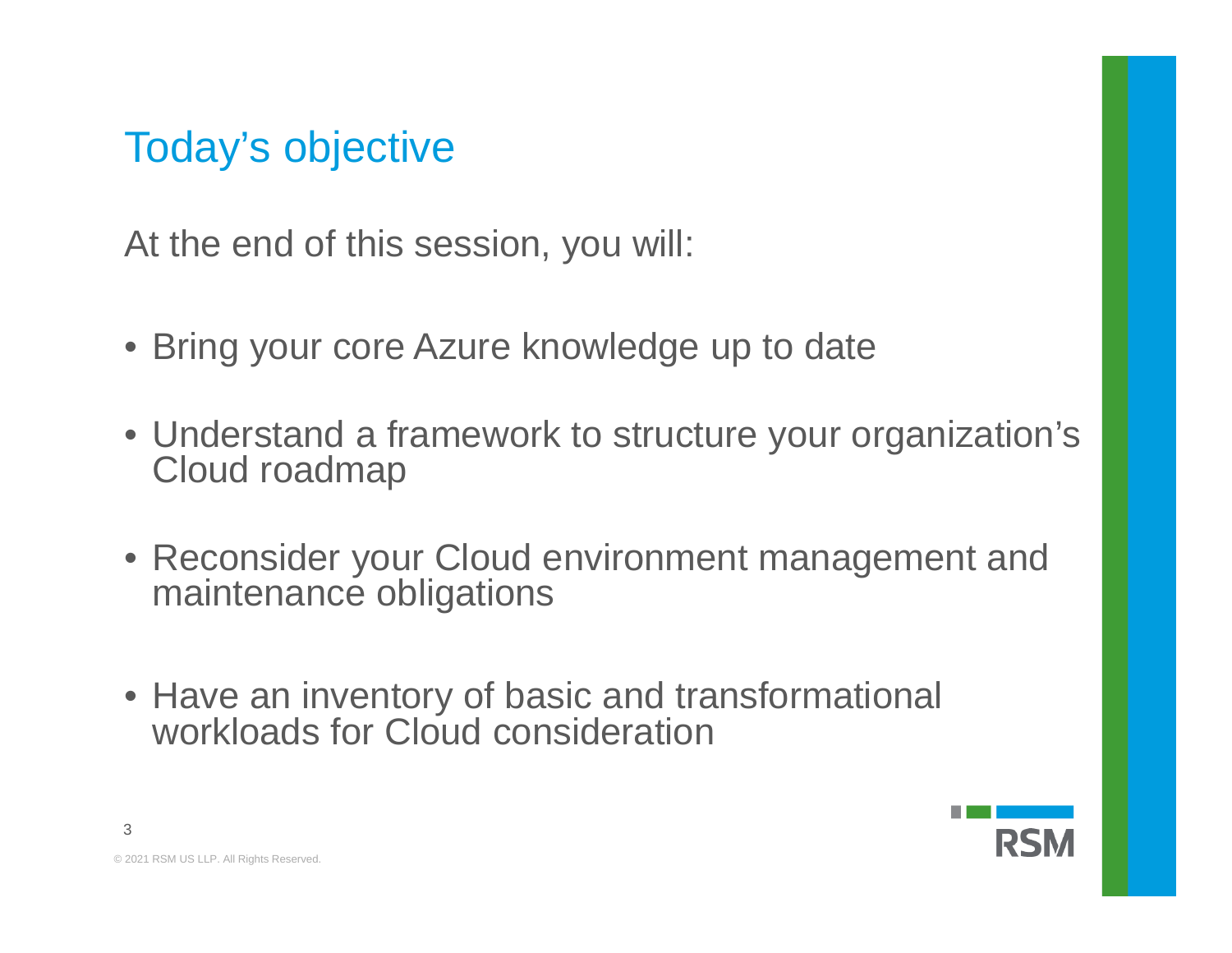# Today's objective

At the end of this session, you will:

- Bring your core Azure knowledge up to date
- Understand a framework to structure your organization's Cloud roadmap
- Reconsider your Cloud environment management and maintenance obligations
- Have an inventory of basic and transformational workloads for Cloud consideration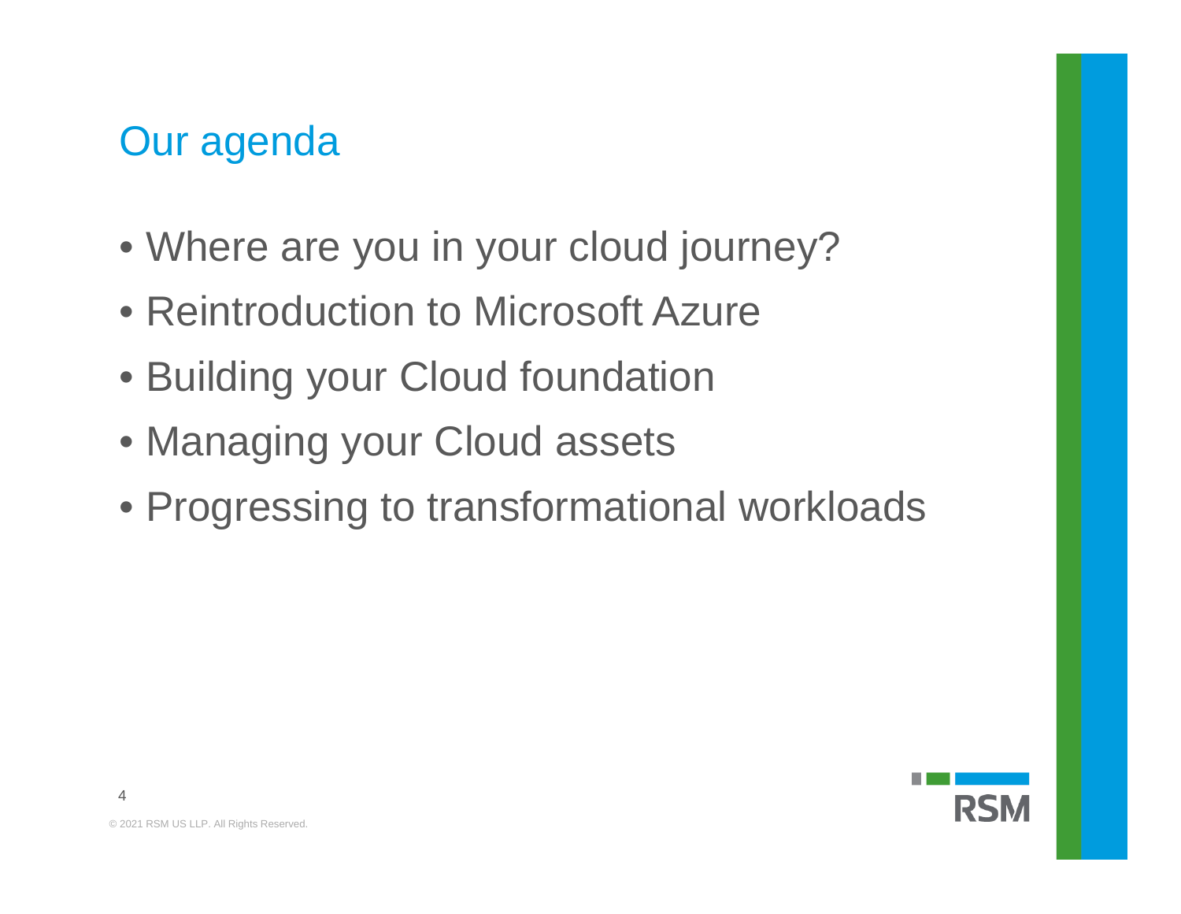# Our agenda

- Where are you in your cloud journey?
- Reintroduction to Microsoft Azure
- Building your Cloud foundation
- Managing your Cloud assets
- Progressing to transformational workloads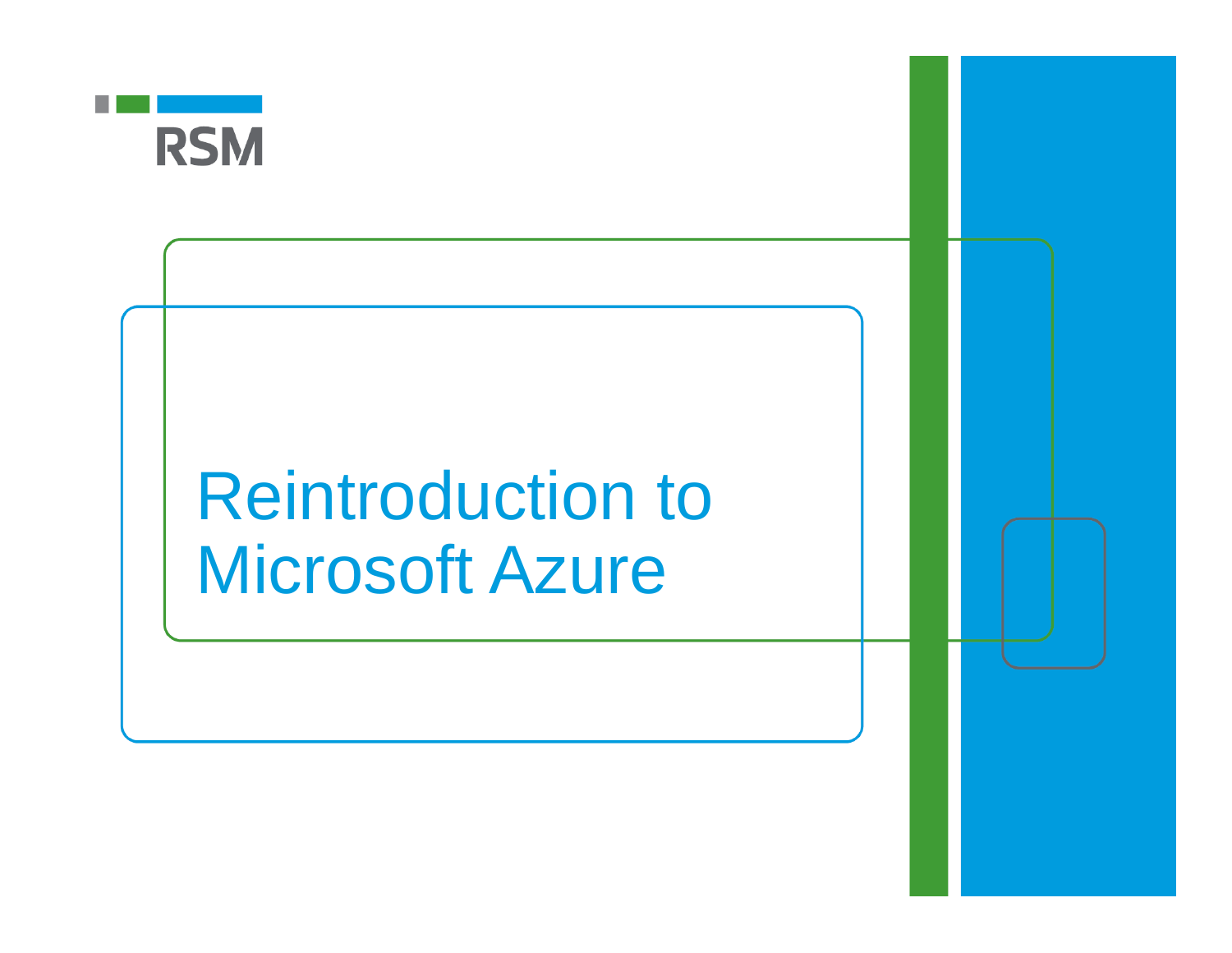RSM

# Reintroduction to Microsoft Azure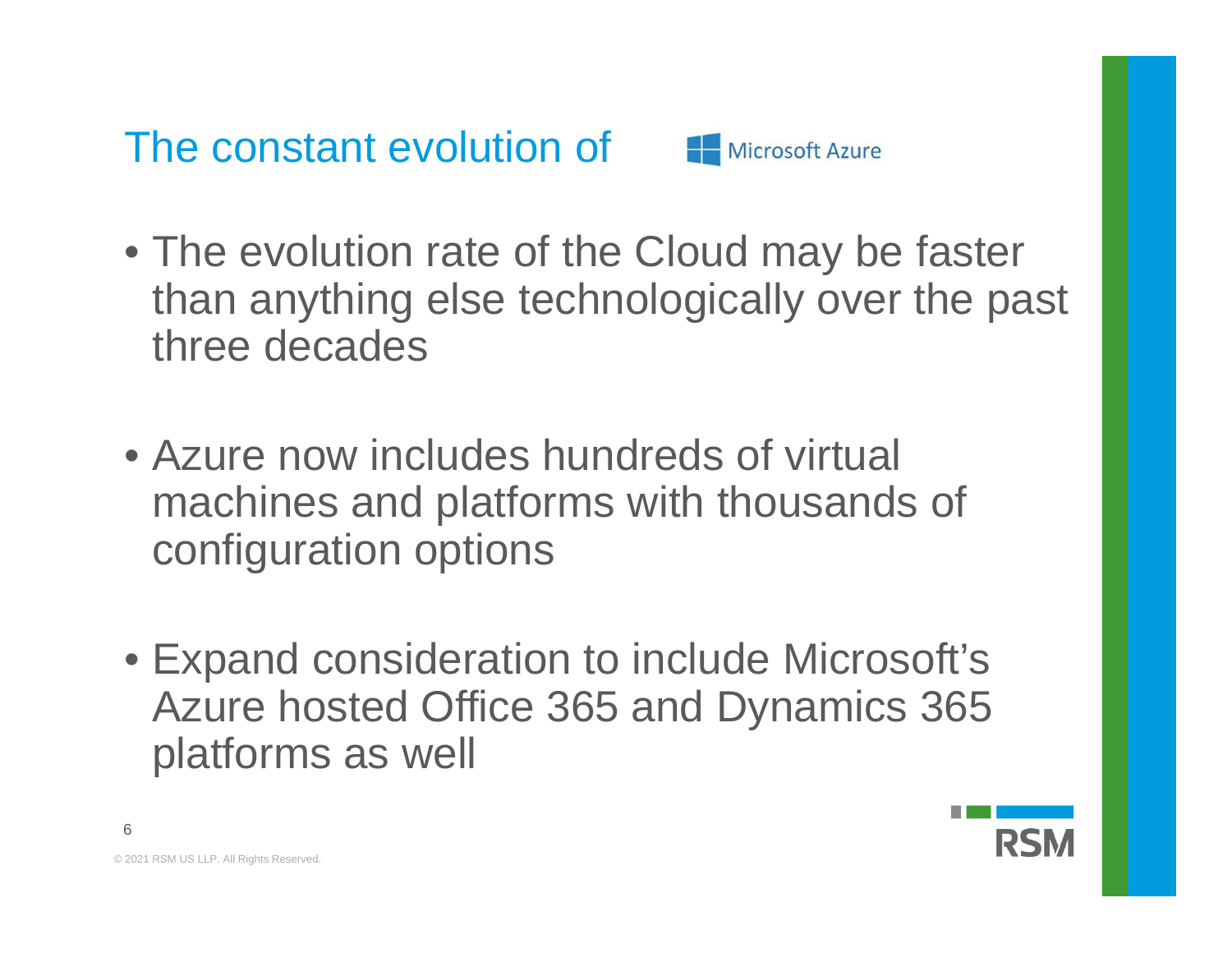# The constant evolution of Microsoft Azure

- The evolution rate of the Cloud may be faster than anything else technologically over the past three decades
- Azure now includes hundreds of virtual machines and platforms with thousands of configuration options
- Expand consideration to include Microsoft's Azure hosted Office 365 and Dynamics 365 platforms as well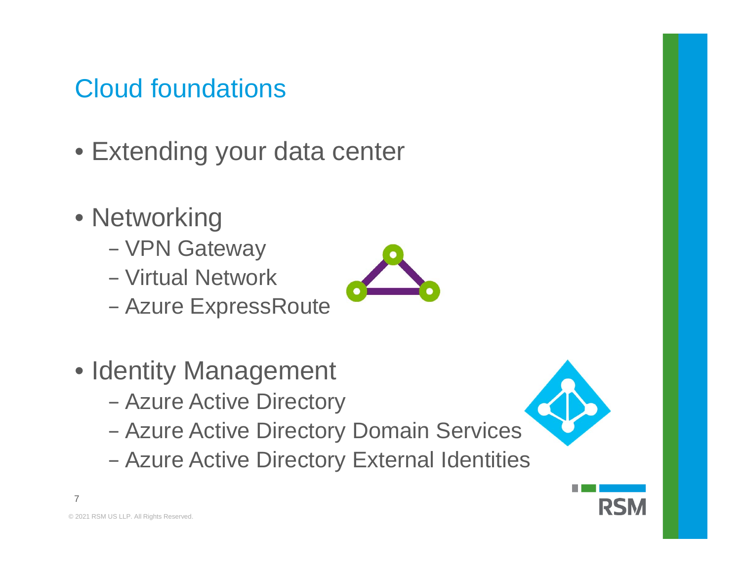# Cloud foundations

- Extending your data center

- Networking
  - VPN Gateway
  - Virtual Network
  - Azure ExpressRoute

- Identity Management
  - Azure Active Directory
  - Azure Active Directory Domain Services
  - Azure Active Directory External Identities

© 2021 RSM US LLP. All Rights Reserved.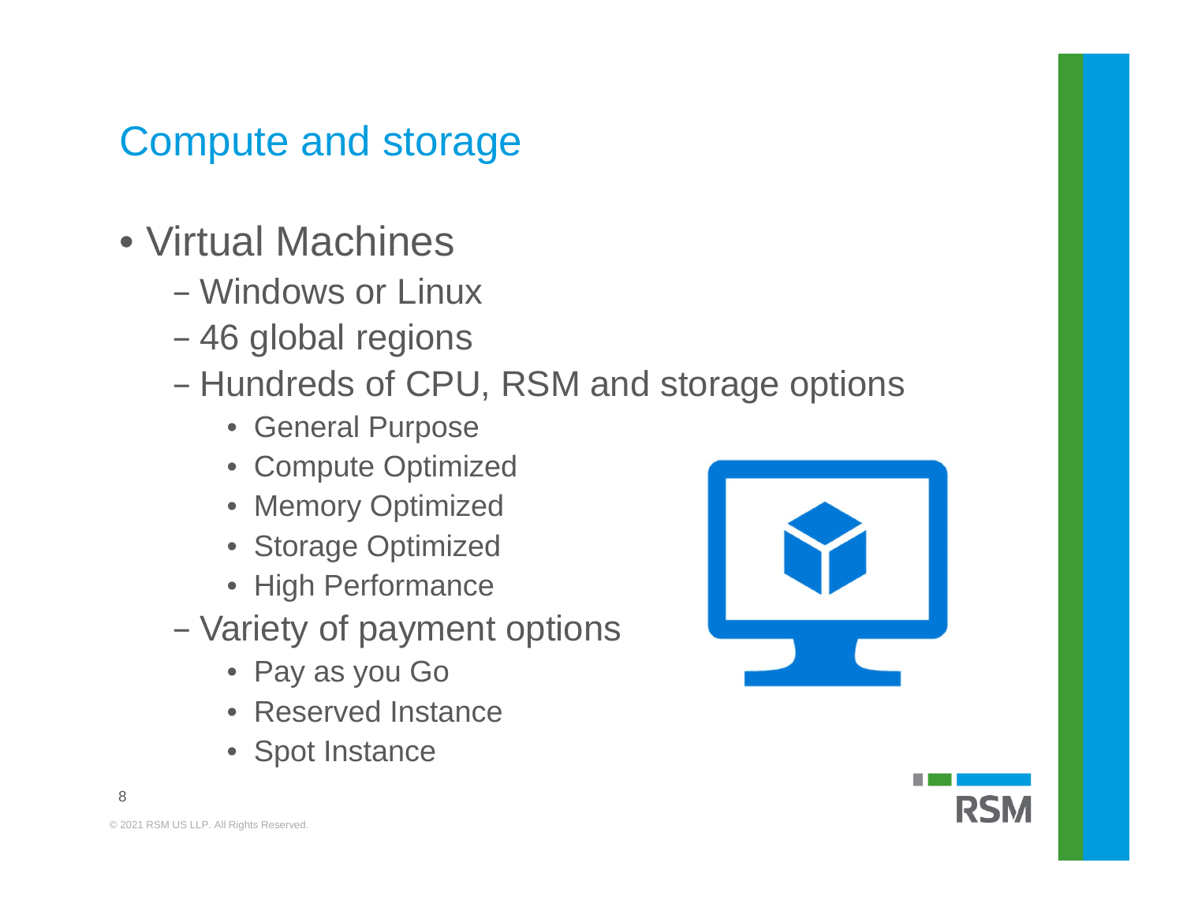# Compute and storage

- Virtual Machines
  - Windows or Linux
  - 46 global regions
  - Hundreds of CPU, RSM and storage options
    - General Purpose
    - Compute Optimized
    - Memory Optimized
    - Storage Optimized
    - High Performance
  - Variety of payment options
    - Pay as you Go
    - Reserved Instance
    - Spot Instance

© 2021 RSM US LLP. All Rights Reserved.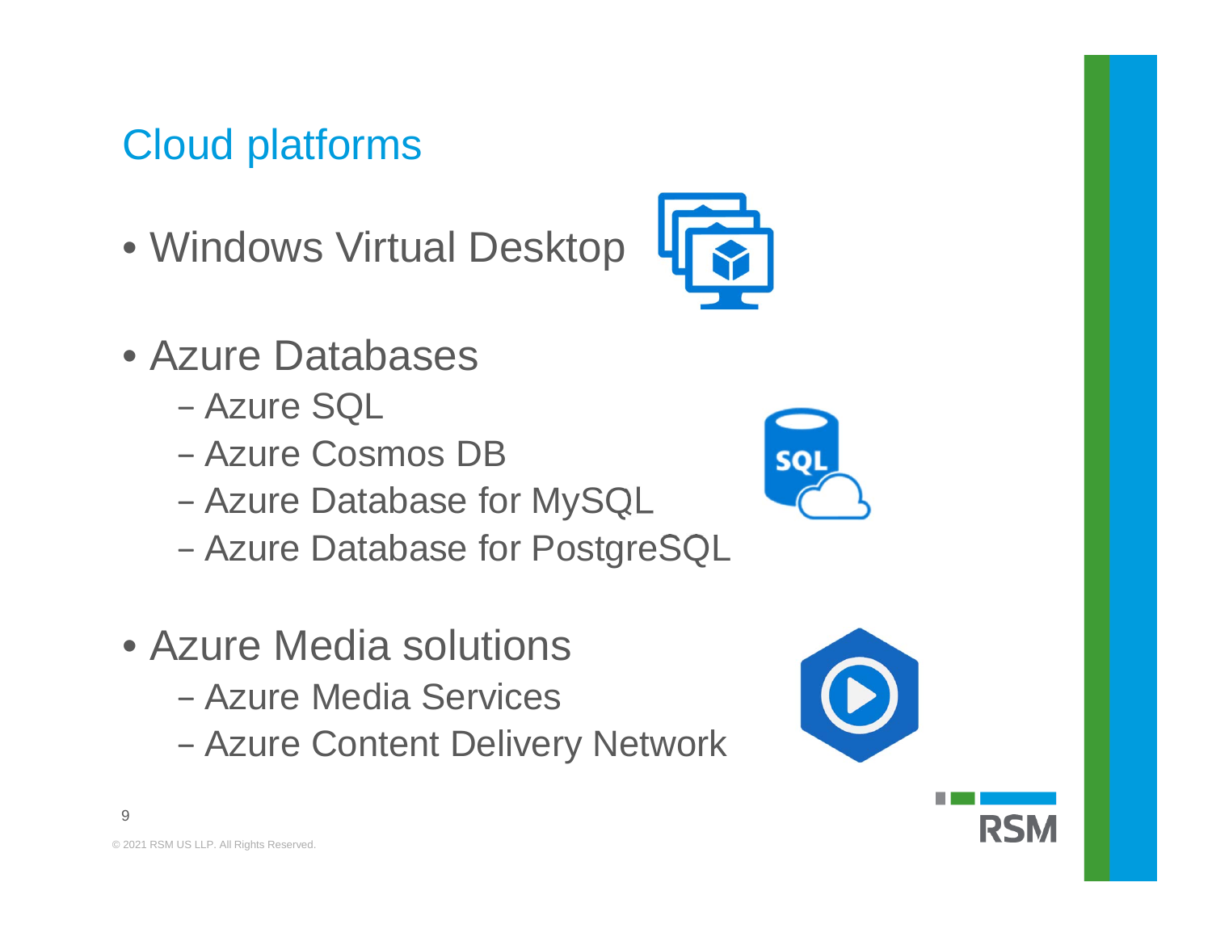# Cloud platforms

- Windows Virtual Desktop
- Azure Databases
  - Azure SQL
  - Azure Cosmos DB
  - Azure Database for MySQL
  - Azure Database for PostgreSQL
- Azure Media solutions
  - Azure Media Services
  - Azure Content Delivery Network

© 2021 RSM US LLP. All Rights Reserved.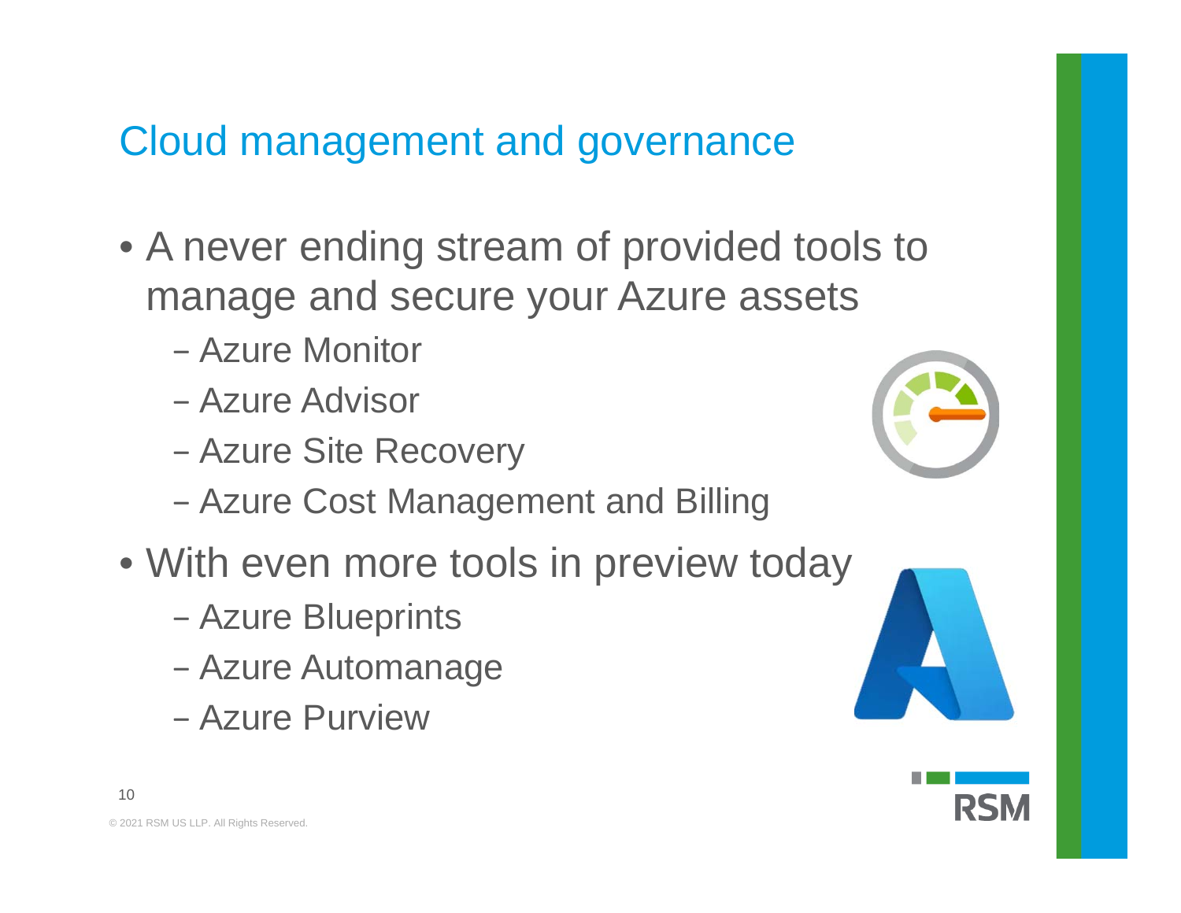# Cloud management and governance

- A never ending stream of provided tools to manage and secure your Azure assets
  - Azure Monitor
  - Azure Advisor
  - Azure Site Recovery
  - Azure Cost Management and Billing
- With even more tools in preview today
  - Azure Blueprints
  - Azure Automanage
  - Azure Purview

© 2021 RSM US LLP. All Rights Reserved.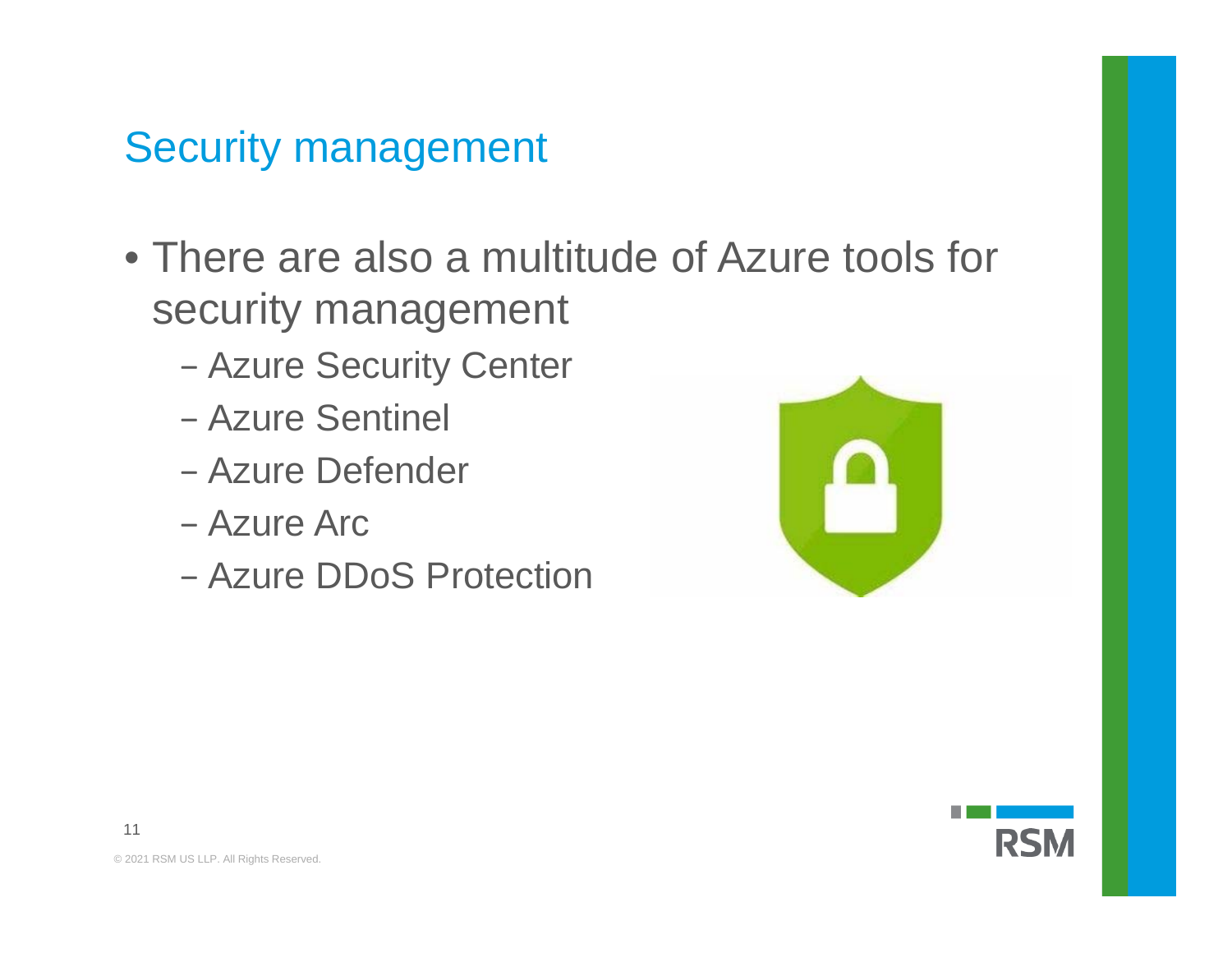## Security management

- There are also a multitude of Azure tools for security management
  - Azure Security Center
  - Azure Sentinel
  - Azure Defender
  - Azure Arc
  - Azure DDoS Protection

© 2021 RSM US LLP. All Rights Reserved.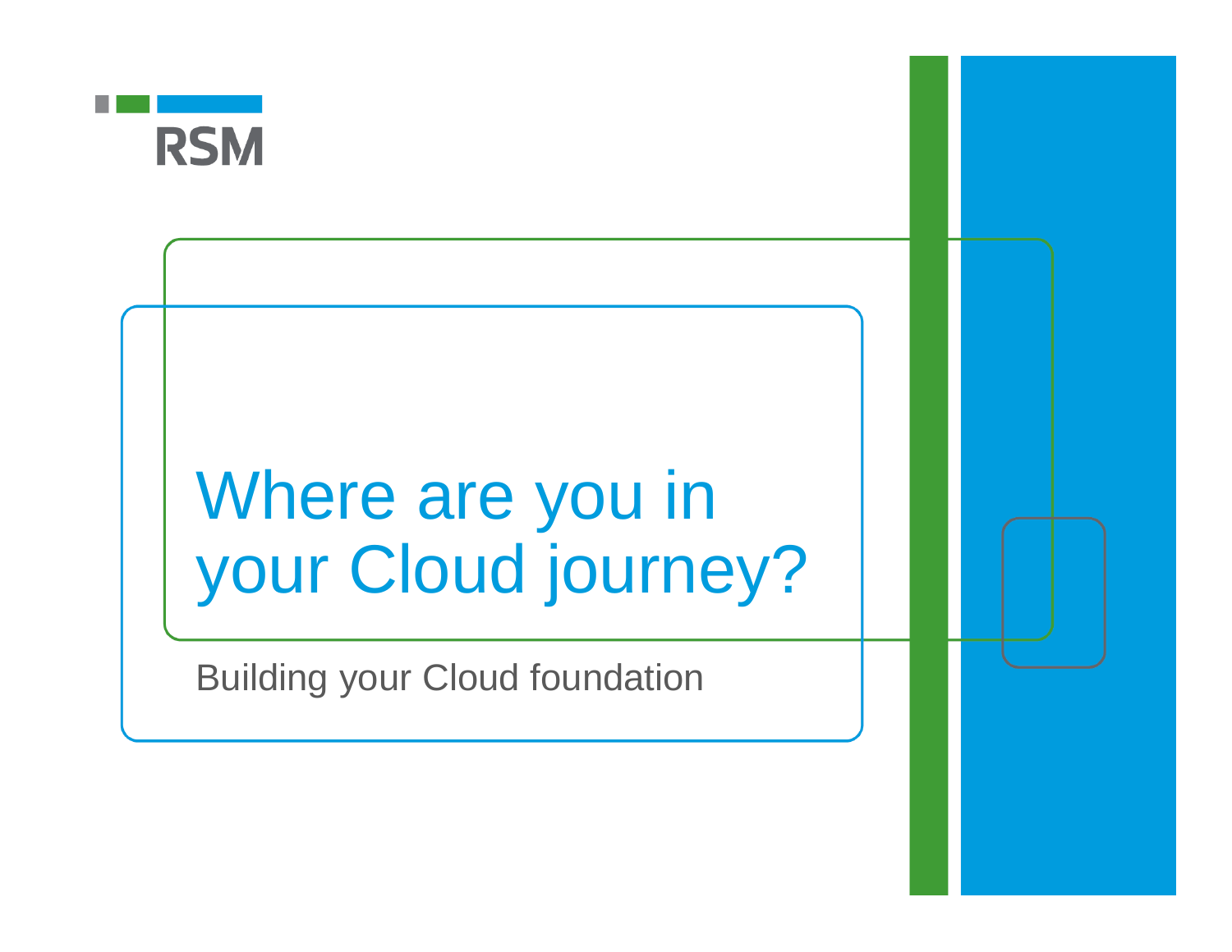RSM

# Where are you in your Cloud journey?

Building your Cloud foundation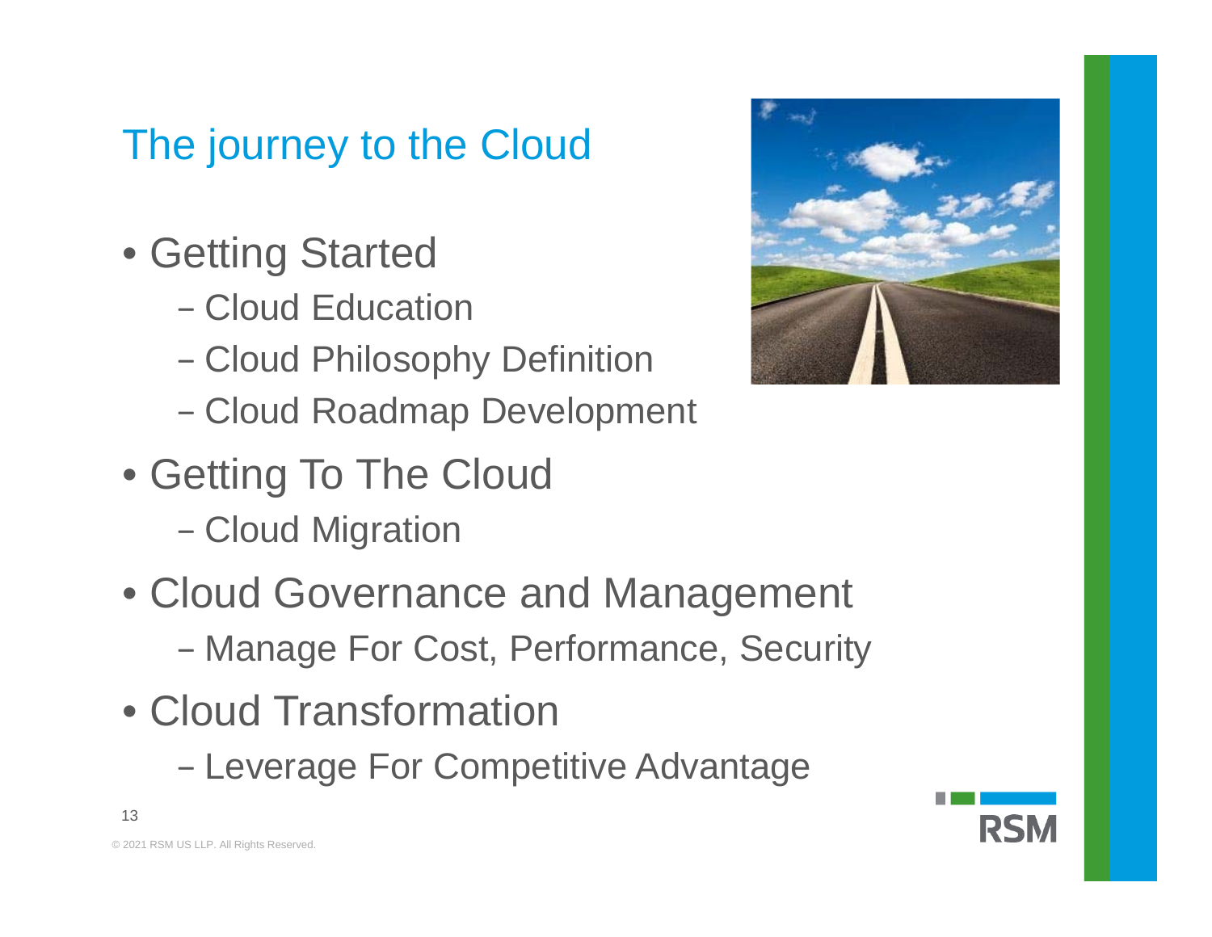# The journey to the Cloud

- Getting Started
  - Cloud Education
  - Cloud Philosophy Definition
  - Cloud Roadmap Development
- Getting To The Cloud
  - Cloud Migration
- Cloud Governance and Management
  - Manage For Cost, Performance, Security
- Cloud Transformation
  - Leverage For Competitive Advantage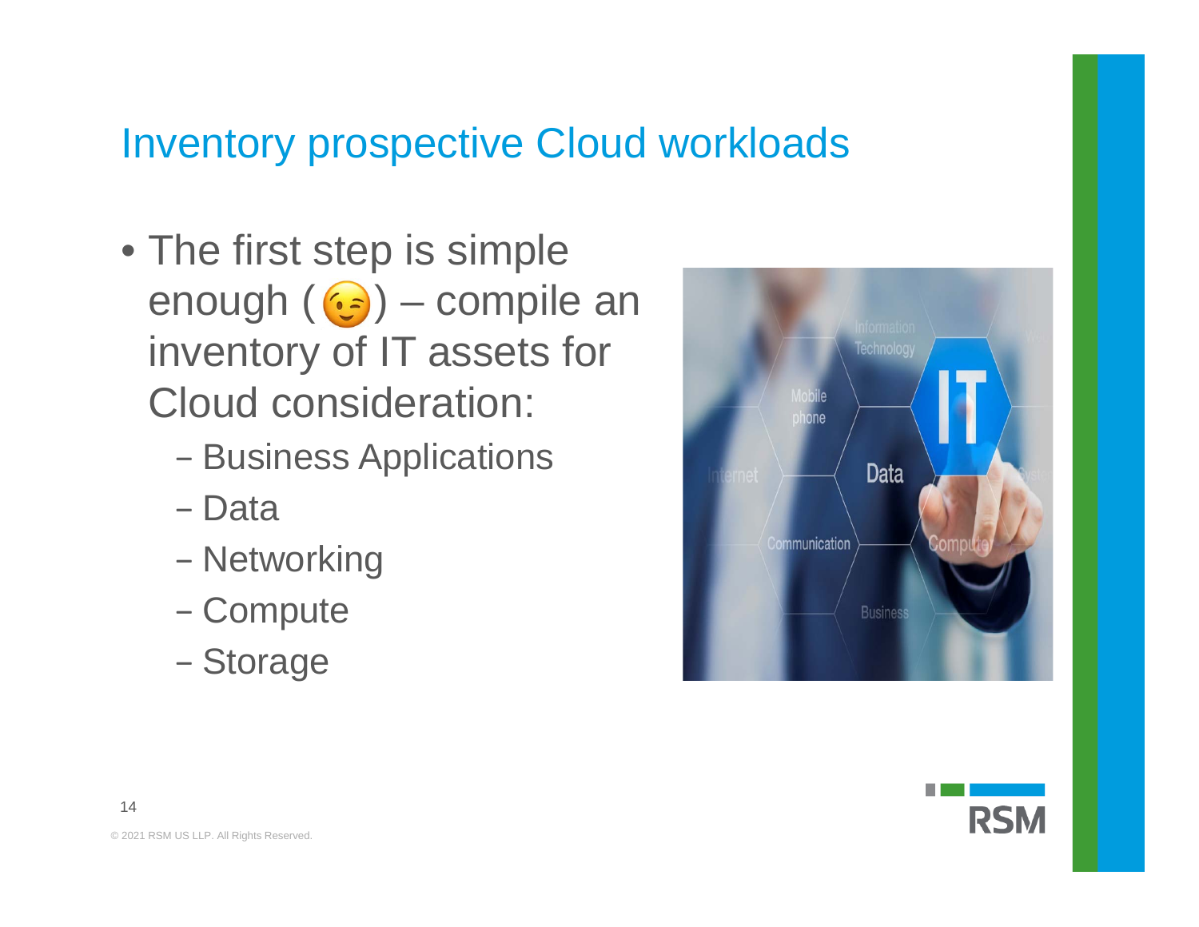# Inventory prospective Cloud workloads

- The first step is simple enough (😉) – compile an inventory of IT assets for Cloud consideration:
  - Business Applications
  - Data
  - Networking
  - Compute
  - Storage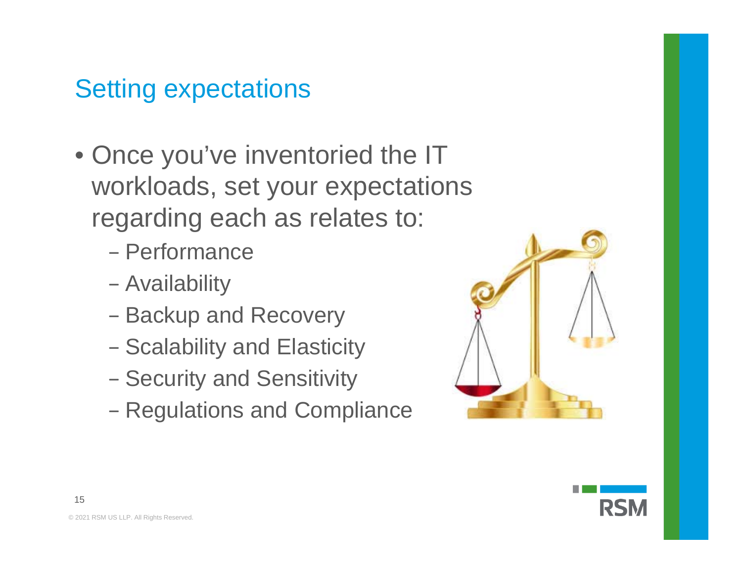# Setting expectations

- Once you've inventoried the IT workloads, set your expectations regarding each as relates to:
  - Performance
  - Availability
  - Backup and Recovery
  - Scalability and Elasticity
  - Security and Sensitivity
  - Regulations and Compliance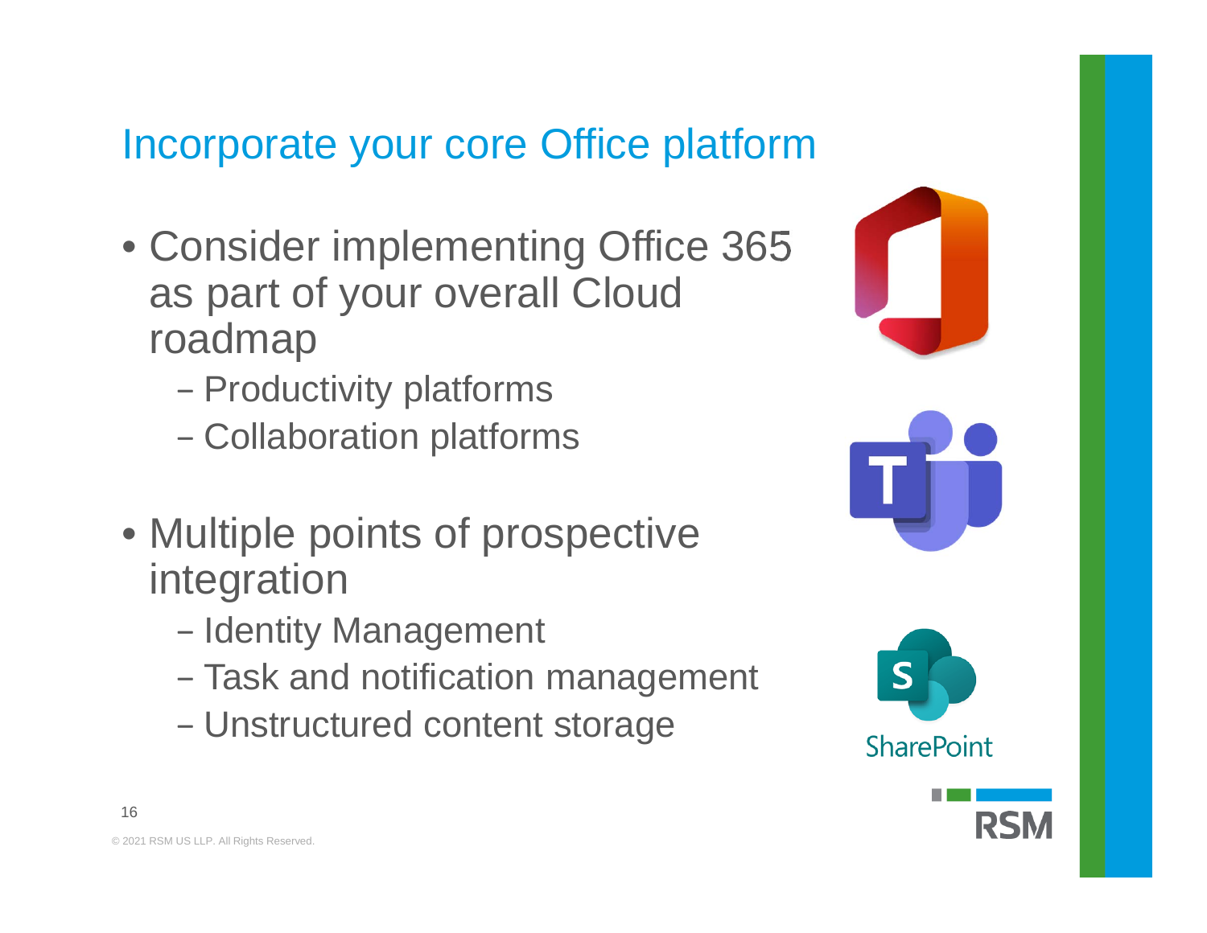# Incorporate your core Office platform

- Consider implementing Office 365 as part of your overall Cloud roadmap
  - Productivity platforms
  - Collaboration platforms
- Multiple points of prospective integration
  - Identity Management
  - Task and notification management
  - Unstructured content storage

© 2021 RSM US LLP. All Rights Reserved.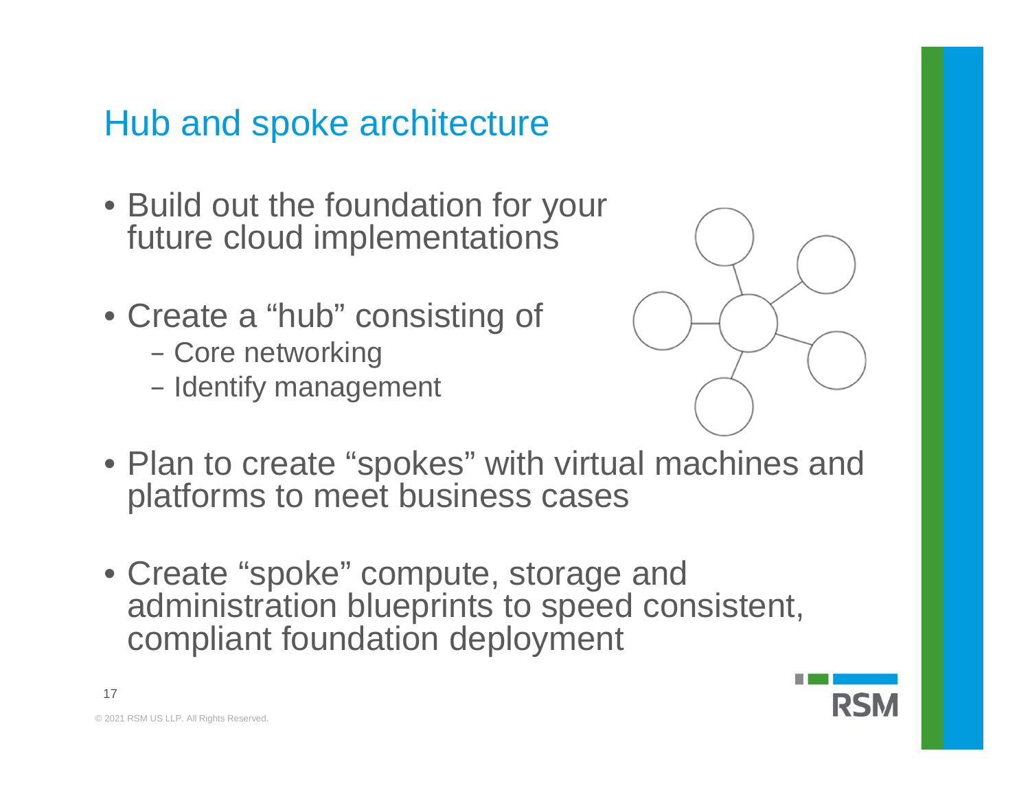# Hub and spoke architecture

- Build out the foundation for your future cloud implementations
- Create a “hub” consisting of
  - Core networking
  - Identify management
- Plan to create “spokes” with virtual machines and platforms to meet business cases
- Create “spoke” compute, storage and administration blueprints to speed consistent, compliant foundation deployment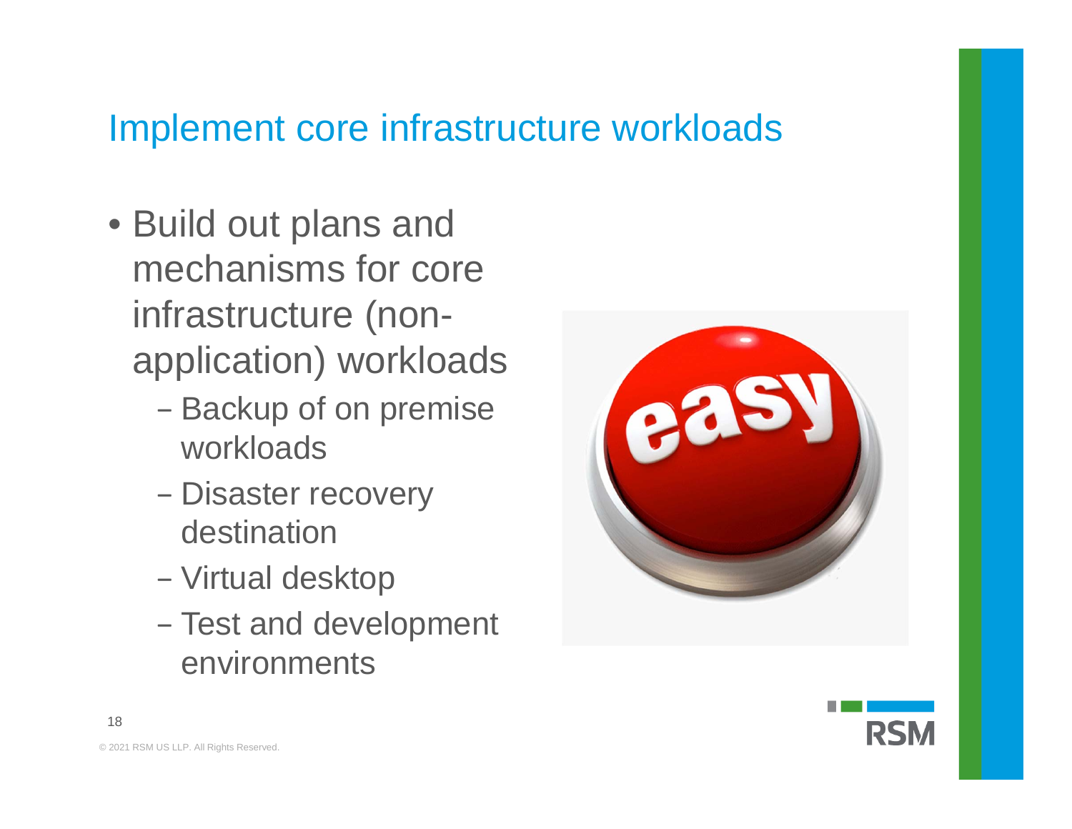# Implement core infrastructure workloads

- Build out plans and mechanisms for core infrastructure (non-application) workloads
  - Backup of on premise workloads
  - Disaster recovery destination
  - Virtual desktop
  - Test and development environments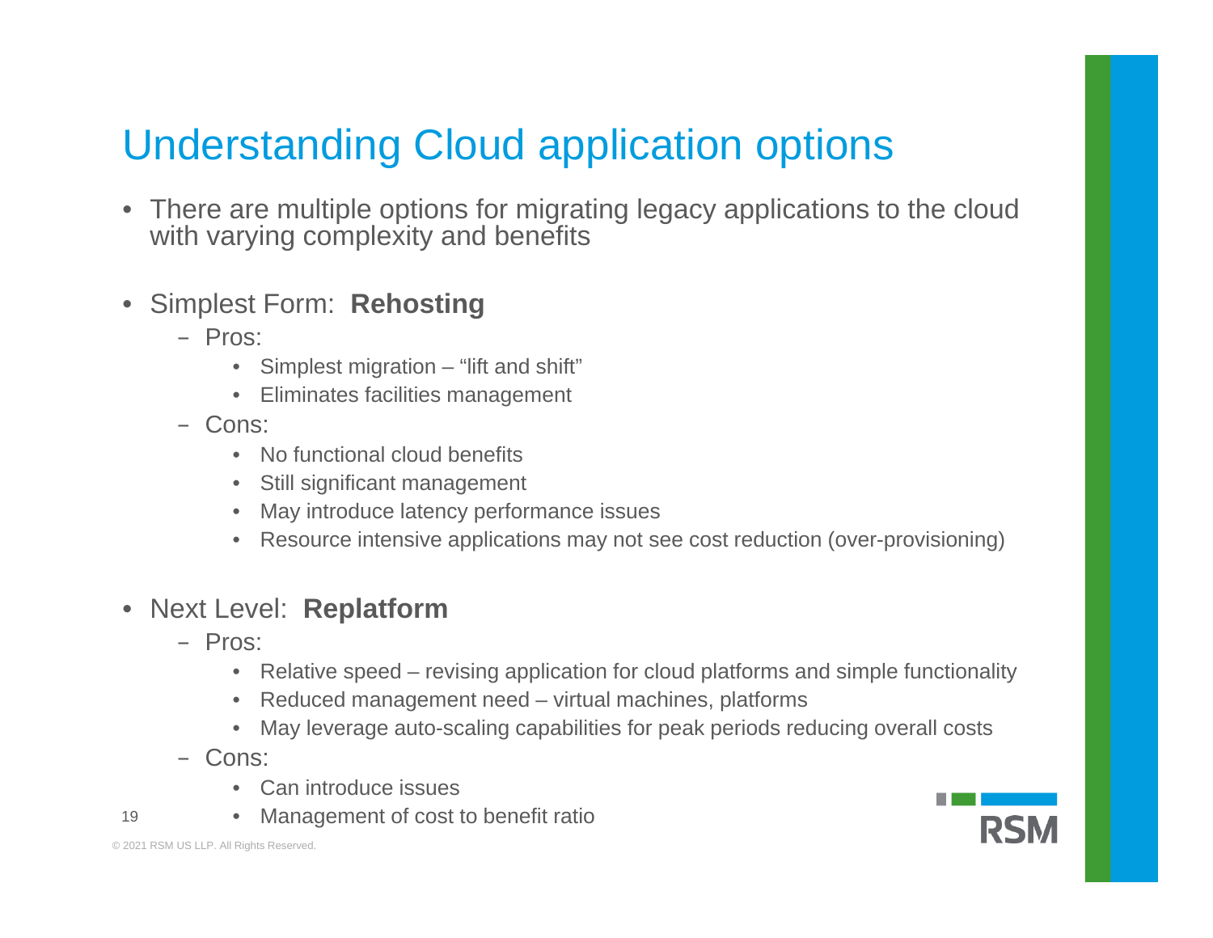# Understanding Cloud application options

- There are multiple options for migrating legacy applications to the cloud with varying complexity and benefits

- Simplest Form: **Rehosting**
  - Pros:
    - Simplest migration – “lift and shift”
    - Eliminates facilities management
  - Cons:
    - No functional cloud benefits
    - Still significant management
    - May introduce latency performance issues
    - Resource intensive applications may not see cost reduction (over-provisioning)

- Next Level: **Replatform**
  - Pros:
    - Relative speed – revising application for cloud platforms and simple functionality
    - Reduced management need – virtual machines, platforms
    - May leverage auto-scaling capabilities for peak periods reducing overall costs
  - Cons:
    - Can introduce issues
    - Management of cost to benefit ratio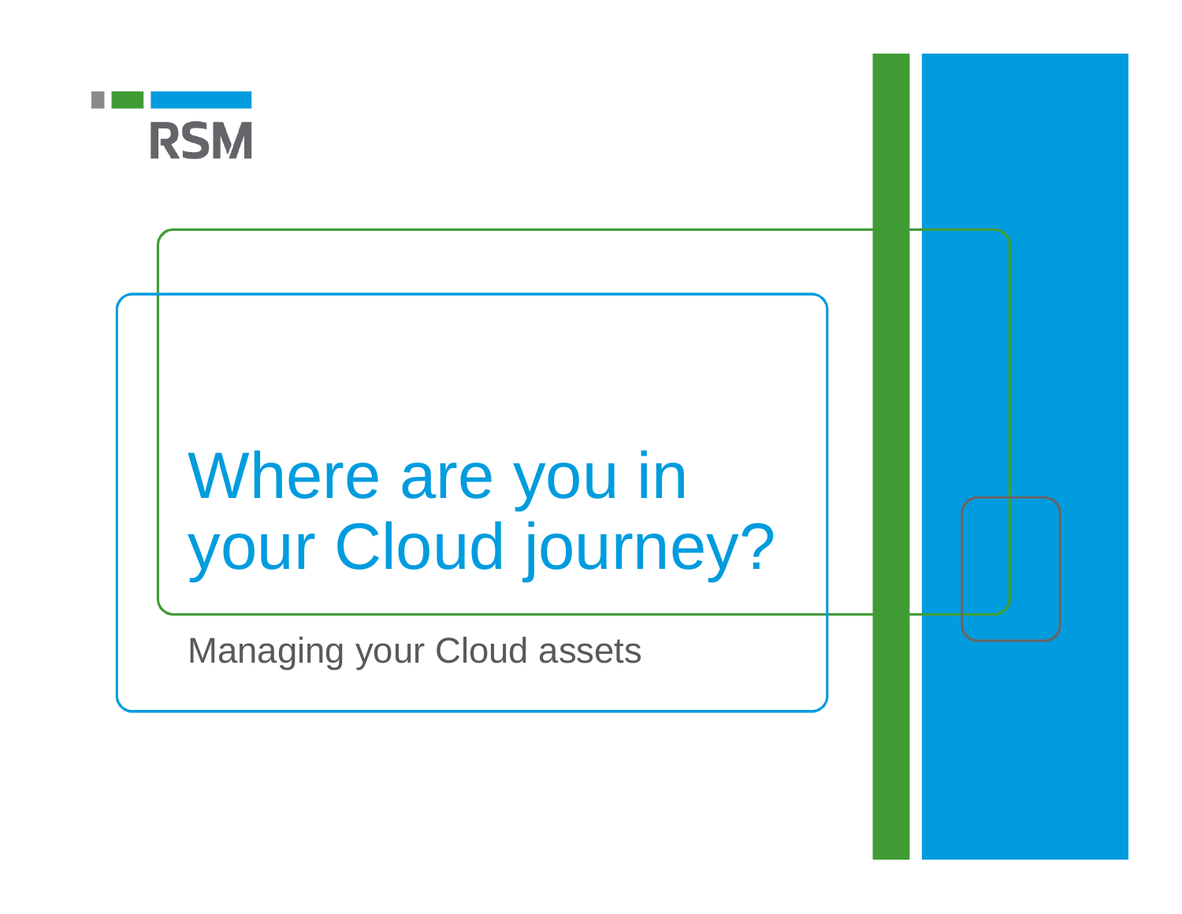RSM

# Where are you in your Cloud journey?

Managing your Cloud assets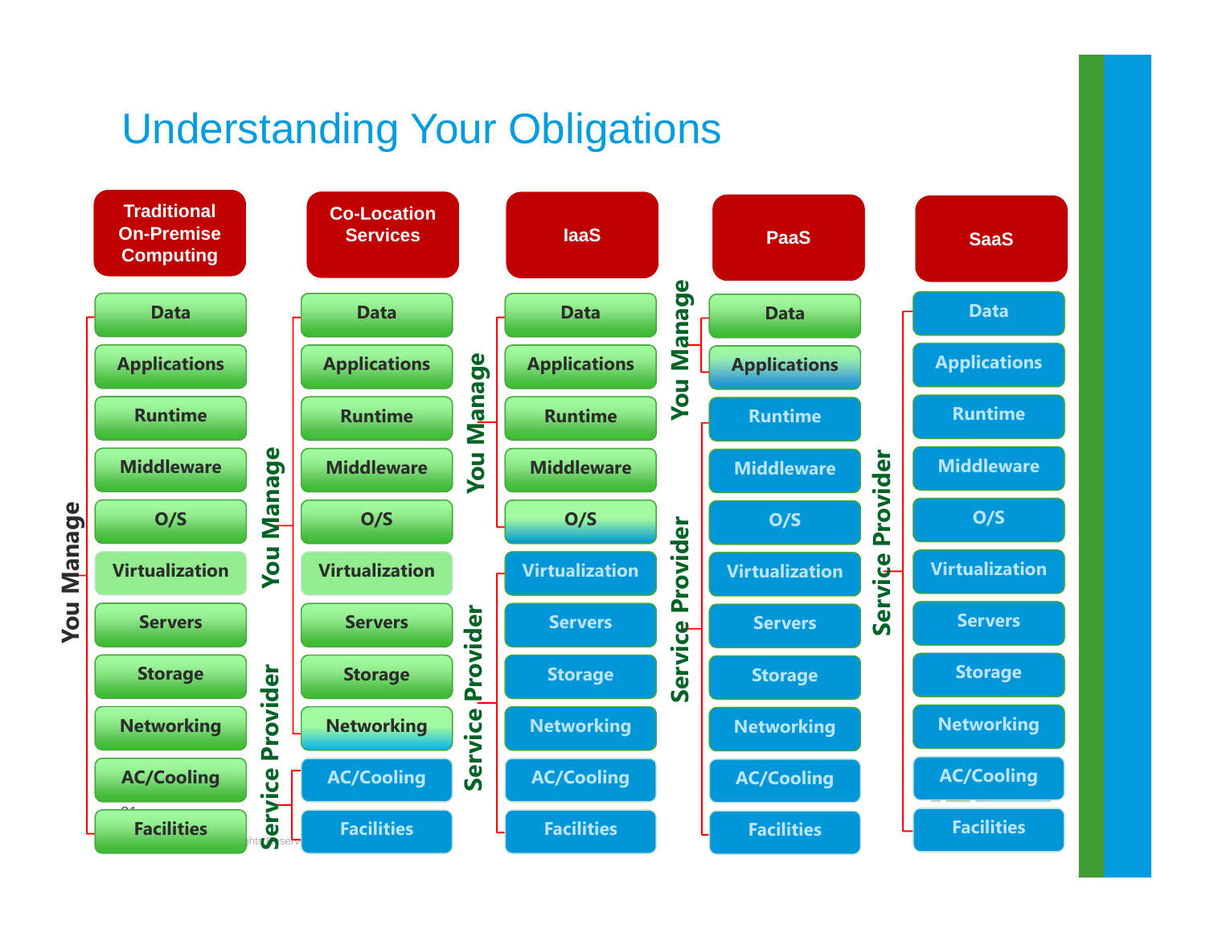# Understanding Your Obligations

| Layer | Traditional On-Premise Computing | Co-Location Services | IaaS | PaaS | SaaS |
|---|---|---|---|---|---|
| Data | You Manage | You Manage | You Manage | You Manage | Service Provider |
| Applications | You Manage | You Manage | You Manage | You Manage | Service Provider |
| Runtime | You Manage | You Manage | You Manage | Service Provider | Service Provider |
| Middleware | You Manage | You Manage | You Manage | Service Provider | Service Provider |
| O/S | You Manage | You Manage | You Manage | Service Provider | Service Provider |
| Virtualization | You Manage | You Manage | Service Provider | Service Provider | Service Provider |
| Servers | You Manage | You Manage | Service Provider | Service Provider | Service Provider |
| Storage | You Manage | You Manage | Service Provider | Service Provider | Service Provider |
| Networking | You Manage | You Manage | Service Provider | Service Provider | Service Provider |
| AC/Cooling | You Manage | Service Provider | Service Provider | Service Provider | Service Provider |
| Facilities | You Manage | Service Provider | Service Provider | Service Provider | Service Provider |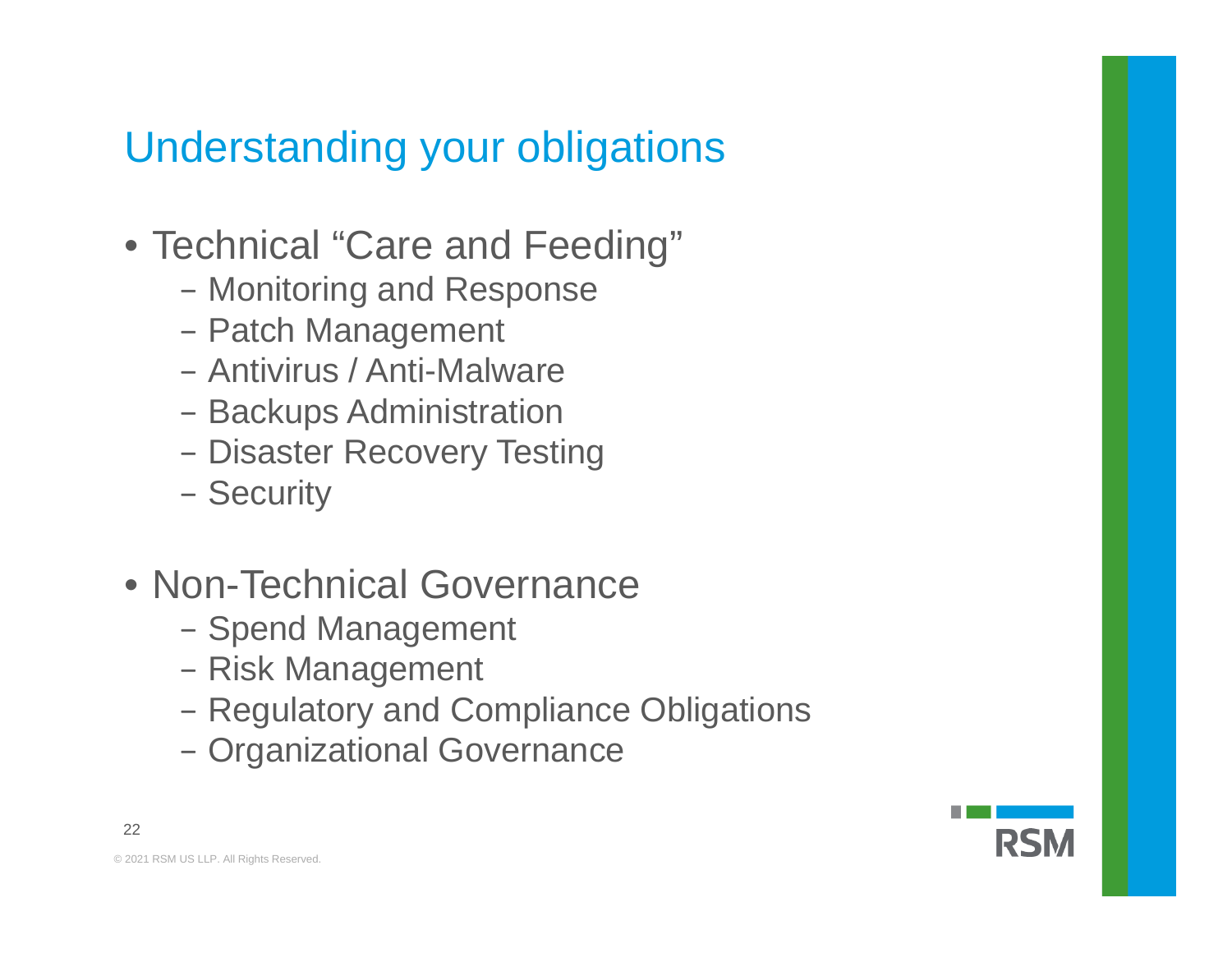# Understanding your obligations

- Technical "Care and Feeding"
  - Monitoring and Response
  - Patch Management
  - Antivirus / Anti-Malware
  - Backups Administration
  - Disaster Recovery Testing
  - Security
- Non-Technical Governance
  - Spend Management
  - Risk Management
  - Regulatory and Compliance Obligations
  - Organizational Governance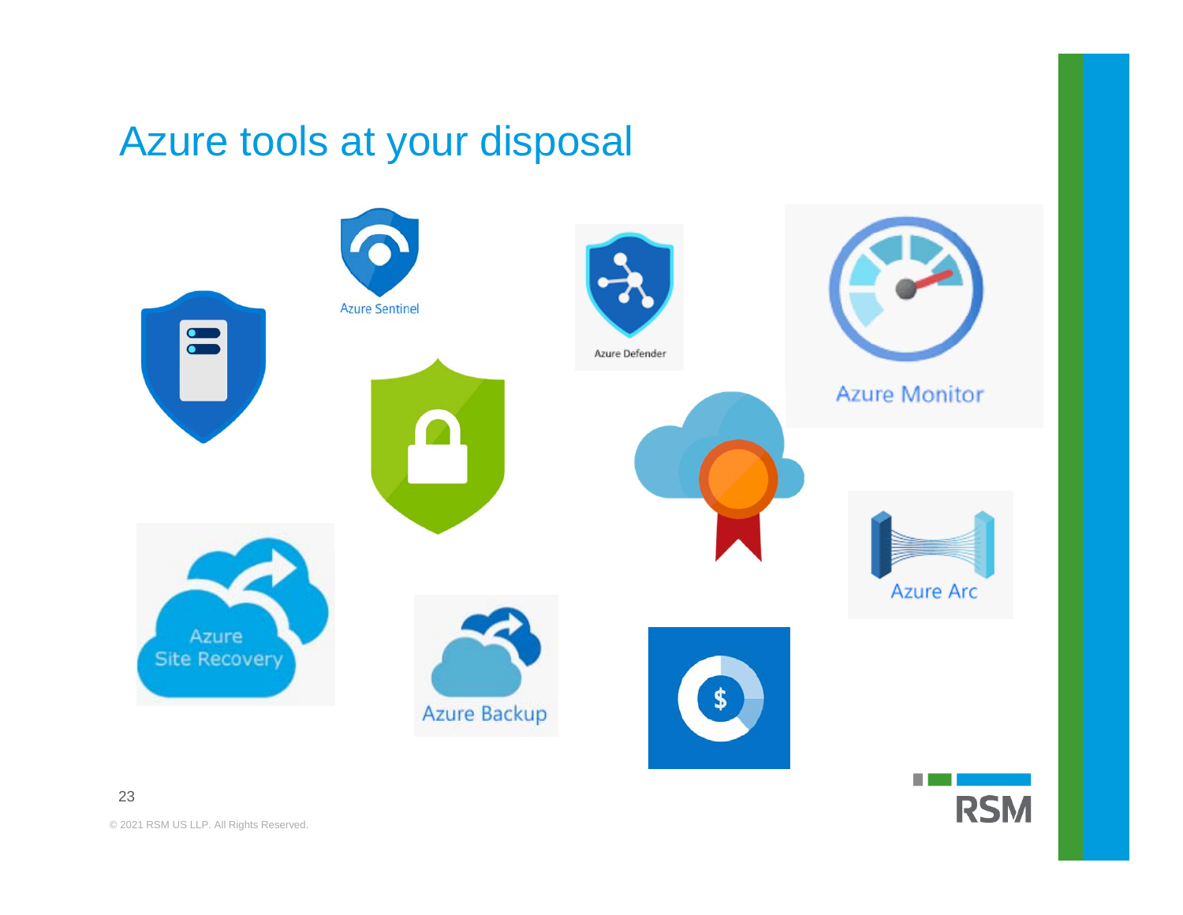# Azure tools at your disposal

Azure Sentinel

Azure Defender

Azure Monitor

Azure Site Recovery

Azure Backup

Azure Arc

© 2021 RSM US LLP. All Rights Reserved.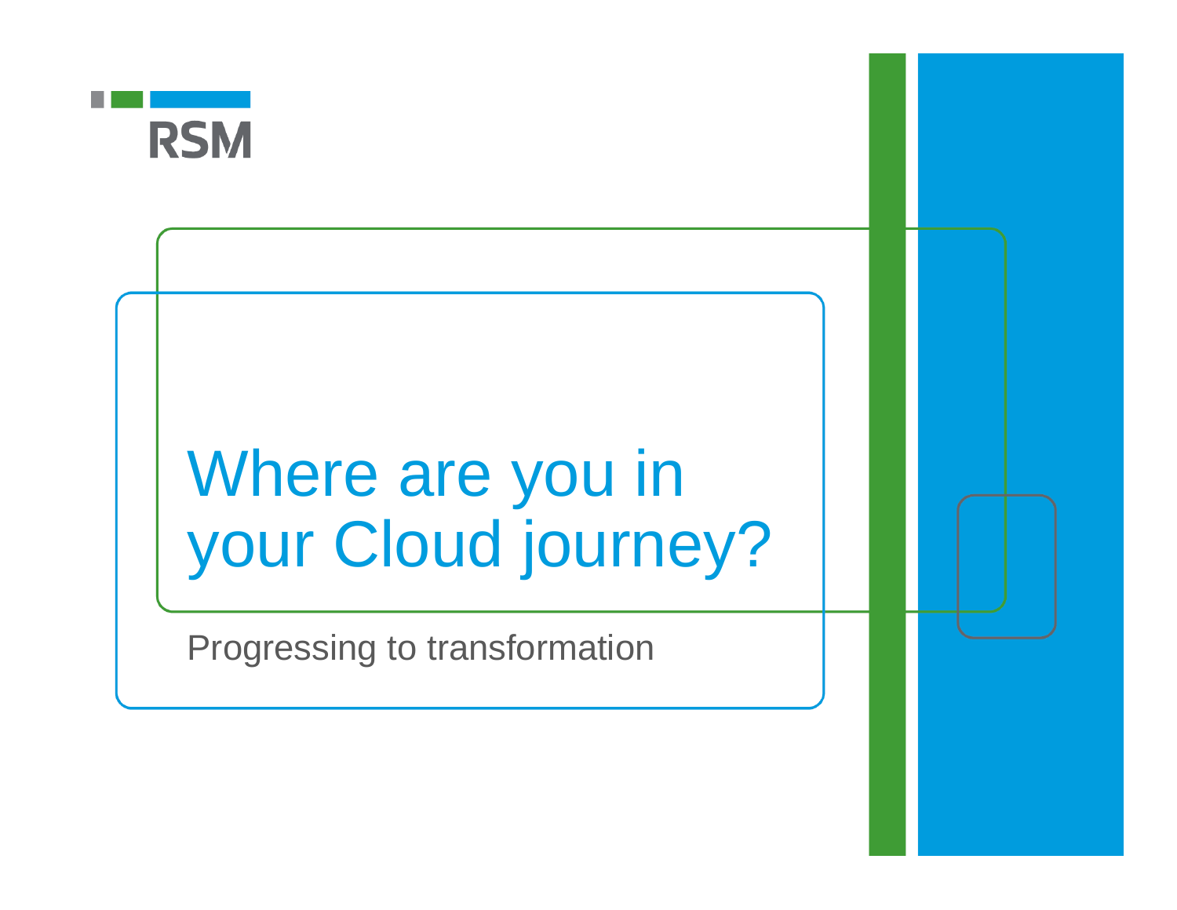RSM

# Where are you in your Cloud journey?

Progressing to transformation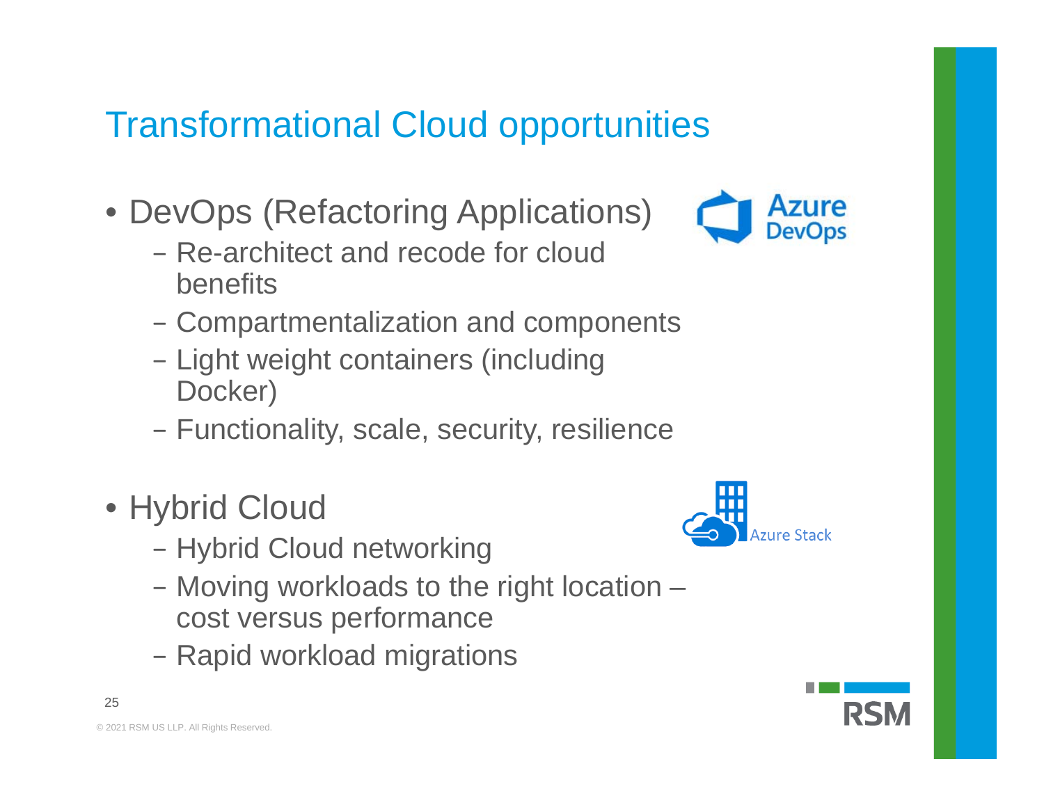# Transformational Cloud opportunities

- DevOps (Refactoring Applications)
  - Re-architect and recode for cloud benefits
  - Compartmentalization and components
  - Light weight containers (including Docker)
  - Functionality, scale, security, resilience

- Hybrid Cloud
  - Hybrid Cloud networking
  - Moving workloads to the right location – cost versus performance
  - Rapid workload migrations

© 2021 RSM US LLP. All Rights Reserved.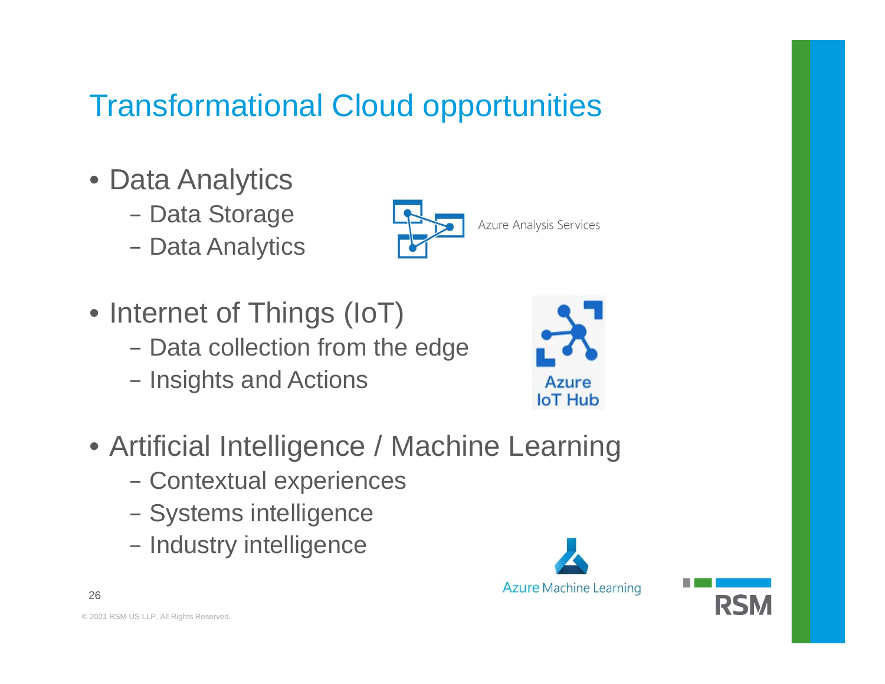# Transformational Cloud opportunities

- Data Analytics
  - Data Storage
  - Data Analytics

Azure Analysis Services

- Internet of Things (IoT)
  - Data collection from the edge
  - Insights and Actions

Azure IoT Hub

- Artificial Intelligence / Machine Learning
  - Contextual experiences
  - Systems intelligence
  - Industry intelligence

Azure Machine Learning

© 2021 RSM US LLP. All Rights Reserved.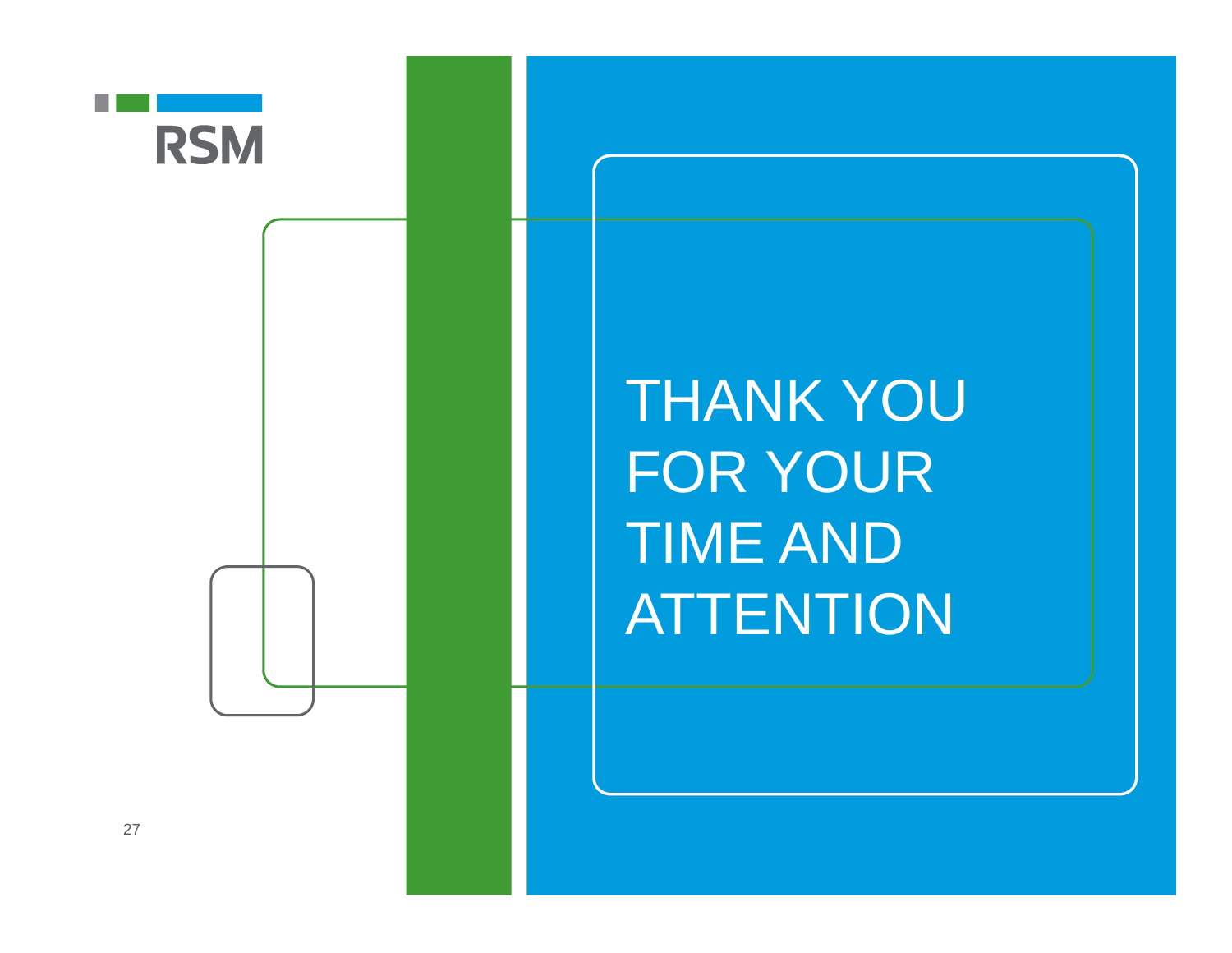RSM

# THANK YOU FOR YOUR TIME AND ATTENTION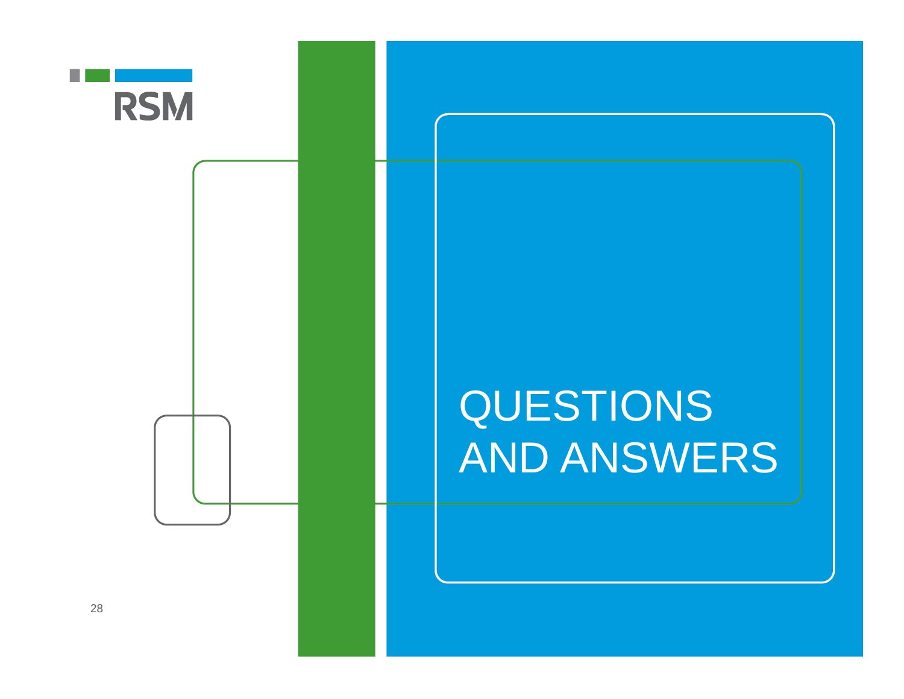# QUESTIONS AND ANSWERS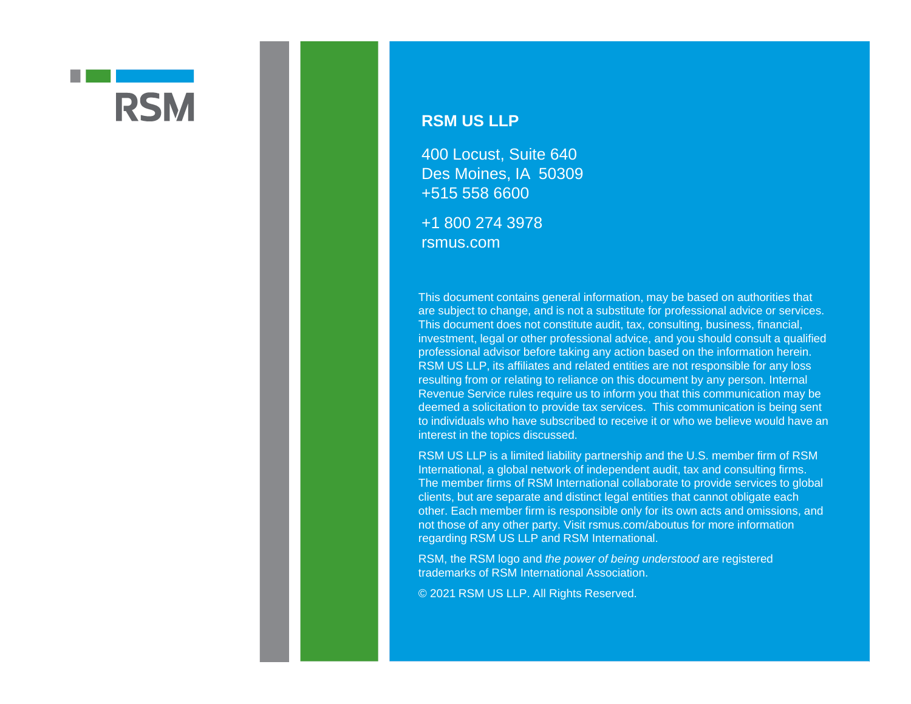RSM

**RSM US LLP**

400 Locust, Suite 640
Des Moines, IA  50309
+515 558 6600

+1 800 274 3978
rsmus.com

This document contains general information, may be based on authorities that are subject to change, and is not a substitute for professional advice or services. This document does not constitute audit, tax, consulting, business, financial, investment, legal or other professional advice, and you should consult a qualified professional advisor before taking any action based on the information herein. RSM US LLP, its affiliates and related entities are not responsible for any loss resulting from or relating to reliance on this document by any person. Internal Revenue Service rules require us to inform you that this communication may be deemed a solicitation to provide tax services.  This communication is being sent to individuals who have subscribed to receive it or who we believe would have an interest in the topics discussed.

RSM US LLP is a limited liability partnership and the U.S. member firm of RSM International, a global network of independent audit, tax and consulting firms. The member firms of RSM International collaborate to provide services to global clients, but are separate and distinct legal entities that cannot obligate each other. Each member firm is responsible only for its own acts and omissions, and not those of any other party. Visit rsmus.com/aboutus for more information regarding RSM US LLP and RSM International.

RSM, the RSM logo and *the power of being understood* are registered trademarks of RSM International Association.

© 2021 RSM US LLP. All Rights Reserved.